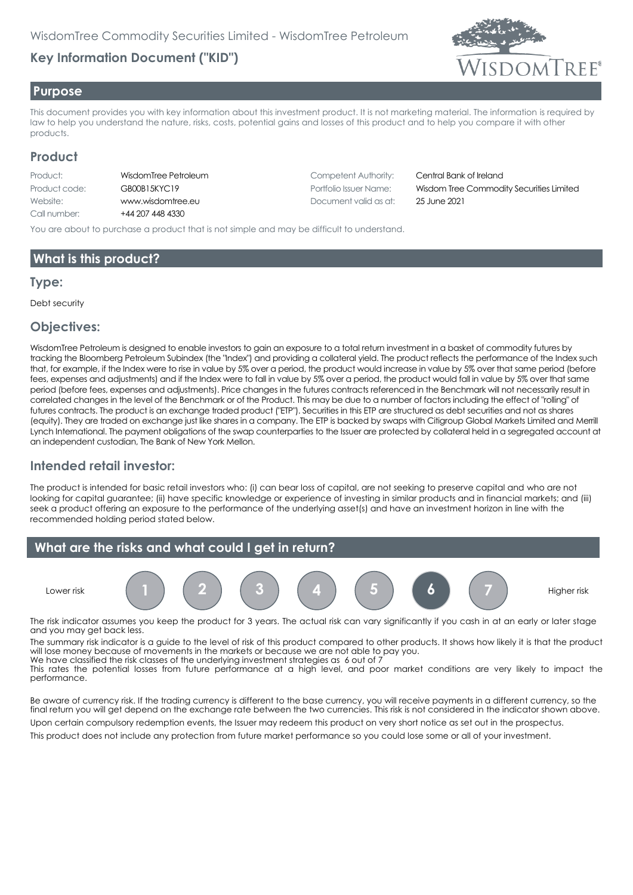WisdomTree Commodity Securities Limited - WisdomTree Petroleum

# Key Information Document ("KID")

## Purpose

This document provides you with key information about this investment product. It is not marketing material. The information is required by law to help you understand the nature, risks, costs, potential gains and losses of this product and to help you compare it with other products.

## Product

| | | | |
|---|---|---|---|
| Product: | WisdomTree Petroleum | Competent Authority: | Central Bank of Ireland |
| Product code: | GB00B15KYC19 | Portfolio Issuer Name: | Wisdom Tree Commodity Securities Limited |
| Website: | www.wisdomtree.eu | Document valid as at: | 25 June 2021 |
| Call number: | +44 207 448 4330 | | |

You are about to purchase a product that is not simple and may be difficult to understand.

## What is this product?

### Type:

Debt security

### Objectives:

WisdomTree Petroleum is designed to enable investors to gain an exposure to a total return investment in a basket of commodity futures by tracking the Bloomberg Petroleum Subindex (the "Index") and providing a collateral yield. The product reflects the performance of the Index such that, for example, if the Index were to rise in value by 5% over a period, the product would increase in value by 5% over that same period (before fees, expenses and adjustments) and if the Index were to fall in value by 5% over a period, the product would fall in value by 5% over that same period (before fees, expenses and adjustments). Price changes in the futures contracts referenced in the Benchmark will not necessarily result in correlated changes in the level of the Benchmark or of the Product. This may be due to a number of factors including the effect of "rolling" of futures contracts. The product is an exchange traded product ("ETP"). Securities in this ETP are structured as debt securities and not as shares (equity). They are traded on exchange just like shares in a company. The ETP is backed by swaps with Citigroup Global Markets Limited and Merrill Lynch International. The payment obligations of the swap counterparties to the Issuer are protected by collateral held in a segregated account at an independent custodian, The Bank of New York Mellon.

### Intended retail investor:

The product is intended for basic retail investors who: (i) can bear loss of capital, are not seeking to preserve capital and who are not looking for capital guarantee; (ii) have specific knowledge or experience of investing in similar products and in financial markets; and (iii) seek a product offering an exposure to the performance of the underlying asset(s) and have an investment horizon in line with the recommended holding period stated below.

## What are the risks and what could I get in return?

| Lower risk | 1 | 2 | 3 | 4 | 5 | **6** | 7 | Higher risk |
|---|---|---|---|---|---|---|---|---|

The risk indicator assumes you keep the product for 3 years. The actual risk can vary significantly if you cash in at an early or later stage and you may get back less.

The summary risk indicator is a guide to the level of risk of this product compared to other products. It shows how likely it is that the product will lose money because of movements in the markets or because we are not able to pay you.
We have classified the risk classes of the underlying investment strategies as 6 out of 7
This rates the potential losses from future performance at a high level, and poor market conditions are very likely to impact the performance.

Be aware of currency risk. If the trading currency is different to the base currency, you will receive payments in a different currency, so the final return you will get depend on the exchange rate between the two currencies. This risk is not considered in the indicator shown above.

Upon certain compulsory redemption events, the Issuer may redeem this product on very short notice as set out in the prospectus.

This product does not include any protection from future market performance so you could lose some or all of your investment.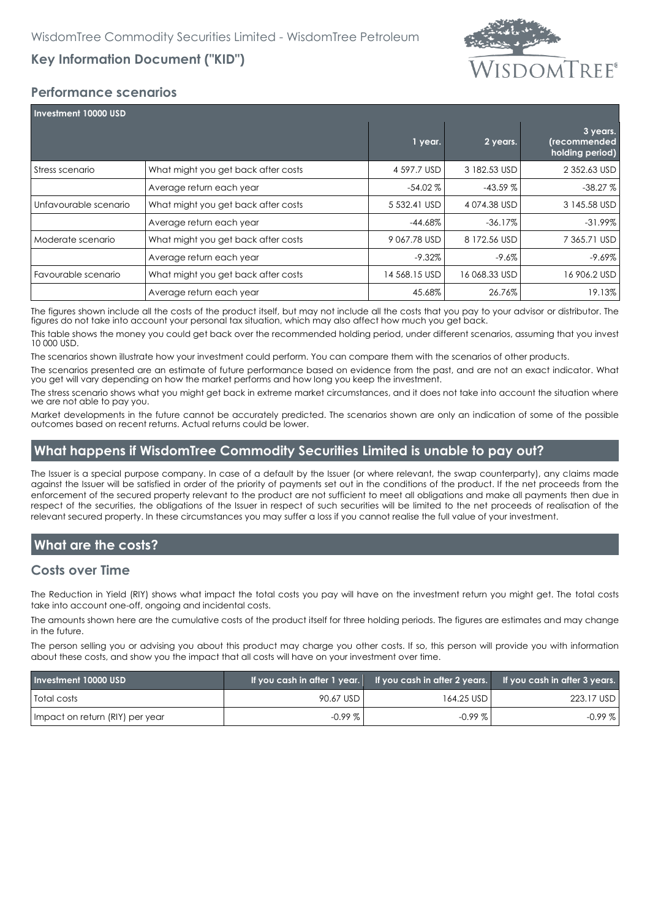## Performance scenarios

| Investment 10000 USD | | 1 year. | 2 years. | 3 years. (recommended holding period) |
|---|---|---|---|---|
| Stress scenario | What might you get back after costs | 4 597.7 USD | 3 182.53 USD | 2 352.63 USD |
| | Average return each year | -54.02 % | -43.59 % | -38.27 % |
| Unfavourable scenario | What might you get back after costs | 5 532.41 USD | 4 074.38 USD | 3 145.58 USD |
| | Average return each year | -44.68% | -36.17% | -31.99% |
| Moderate scenario | What might you get back after costs | 9 067.78 USD | 8 172.56 USD | 7 365.71 USD |
| | Average return each year | -9.32% | -9.6% | -9.69% |
| Favourable scenario | What might you get back after costs | 14 568.15 USD | 16 068.33 USD | 16 906.2 USD |
| | Average return each year | 45.68% | 26.76% | 19.13% |

The figures shown include all the costs of the product itself, but may not include all the costs that you pay to your advisor or distributor. The figures do not take into account your personal tax situation, which may also affect how much you get back.

This table shows the money you could get back over the recommended holding period, under different scenarios, assuming that you invest 10 000 USD.

The scenarios shown illustrate how your investment could perform. You can compare them with the scenarios of other products.

The scenarios presented are an estimate of future performance based on evidence from the past, and are not an exact indicator. What you get will vary depending on how the market performs and how long you keep the investment.

The stress scenario shows what you might get back in extreme market circumstances, and it does not take into account the situation where we are not able to pay you.

Market developments in the future cannot be accurately predicted. The scenarios shown are only an indication of some of the possible outcomes based on recent returns. Actual returns could be lower.

## What happens if WisdomTree Commodity Securities Limited is unable to pay out?

The Issuer is a special purpose company. In case of a default by the Issuer (or where relevant, the swap counterparty), any claims made against the Issuer will be satisfied in order of the priority of payments set out in the conditions of the product. If the net proceeds from the enforcement of the secured property relevant to the product are not sufficient to meet all obligations and make all payments then due in respect of the securities, the obligations of the Issuer in respect of such securities will be limited to the net proceeds of realisation of the relevant secured property. In these circumstances you may suffer a loss if you cannot realise the full value of your investment.

## What are the costs?

### Costs over Time

The Reduction in Yield (RIY) shows what impact the total costs you pay will have on the investment return you might get. The total costs take into account one-off, ongoing and incidental costs.

The amounts shown here are the cumulative costs of the product itself for three holding periods. The figures are estimates and may change in the future.

The person selling you or advising you about this product may charge you other costs. If so, this person will provide you with information about these costs, and show you the impact that all costs will have on your investment over time.

| Investment 10000 USD | If you cash in after 1 year. | If you cash in after 2 years. | If you cash in after 3 years. |
|---|---|---|---|
| Total costs | 90.67 USD | 164.25 USD | 223.17 USD |
| Impact on return (RIY) per year | -0.99 % | -0.99 % | -0.99 % |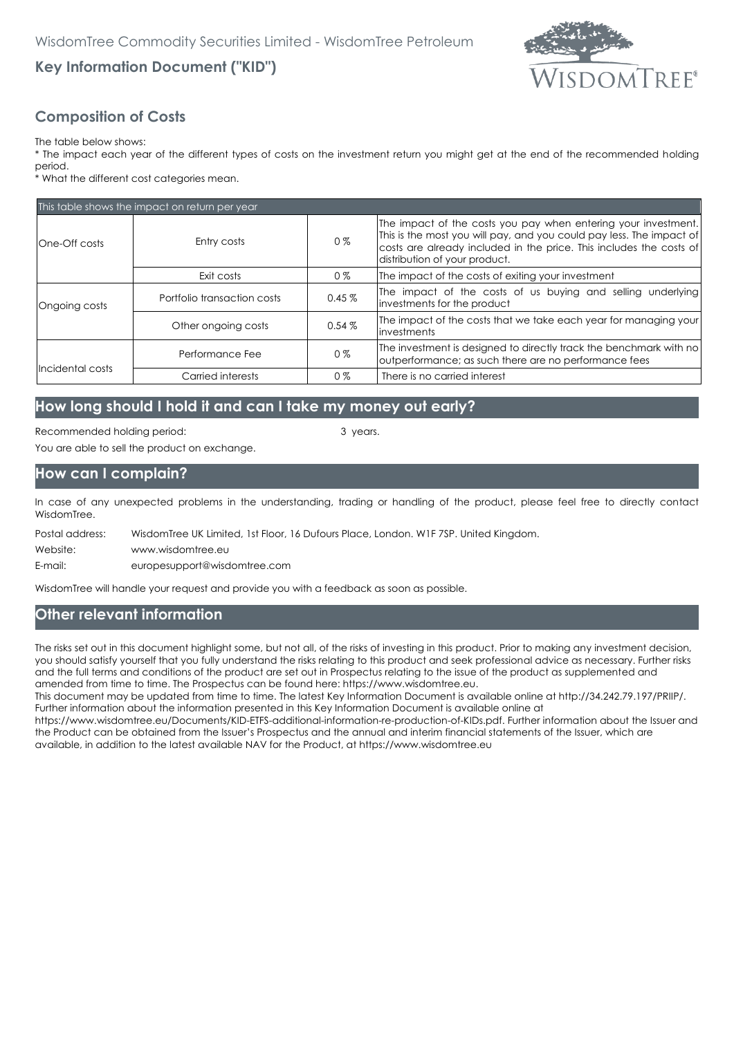## Composition of Costs

The table below shows:
* The impact each year of the different types of costs on the investment return you might get at the end of the recommended holding period.
* What the different cost categories mean.

| This table shows the impact on return per year | | | |
|---|---|---|---|
| One-Off costs | Entry costs | 0 % | The impact of the costs you pay when entering your investment. This is the most you will pay, and you could pay less. The impact of costs are already included in the price. This includes the costs of distribution of your product. |
| | Exit costs | 0 % | The impact of the costs of exiting your investment |
| Ongoing costs | Portfolio transaction costs | 0.45 % | The impact of the costs of us buying and selling underlying investments for the product |
| | Other ongoing costs | 0.54 % | The impact of the costs that we take each year for managing your investments |
| Incidental costs | Performance Fee | 0 % | The investment is designed to directly track the benchmark with no outperformance; as such there are no performance fees |
| | Carried interests | 0 % | There is no carried interest |

## How long should I hold it and can I take my money out early?

Recommended holding period: 3 years.

You are able to sell the product on exchange.

## How can I complain?

In case of any unexpected problems in the understanding, trading or handling of the product, please feel free to directly contact WisdomTree.

Postal address: WisdomTree UK Limited, 1st Floor, 16 Dufours Place, London. W1F 7SP. United Kingdom.

Website: www.wisdomtree.eu

E-mail: europesupport@wisdomtree.com

WisdomTree will handle your request and provide you with a feedback as soon as possible.

## Other relevant information

The risks set out in this document highlight some, but not all, of the risks of investing in this product. Prior to making any investment decision, you should satisfy yourself that you fully understand the risks relating to this product and seek professional advice as necessary. Further risks and the full terms and conditions of the product are set out in Prospectus relating to the issue of the product as supplemented and amended from time to time. The Prospectus can be found here: https://www.wisdomtree.eu.
This document may be updated from time to time. The latest Key Information Document is available online at http://34.242.79.197/PRIIP/. Further information about the information presented in this Key Information Document is available online at https://www.wisdomtree.eu/Documents/KID-ETFS-additional-information-re-production-of-KIDs.pdf. Further information about the Issuer and the Product can be obtained from the Issuer's Prospectus and the annual and interim financial statements of the Issuer, which are available, in addition to the latest available NAV for the Product, at https://www.wisdomtree.eu